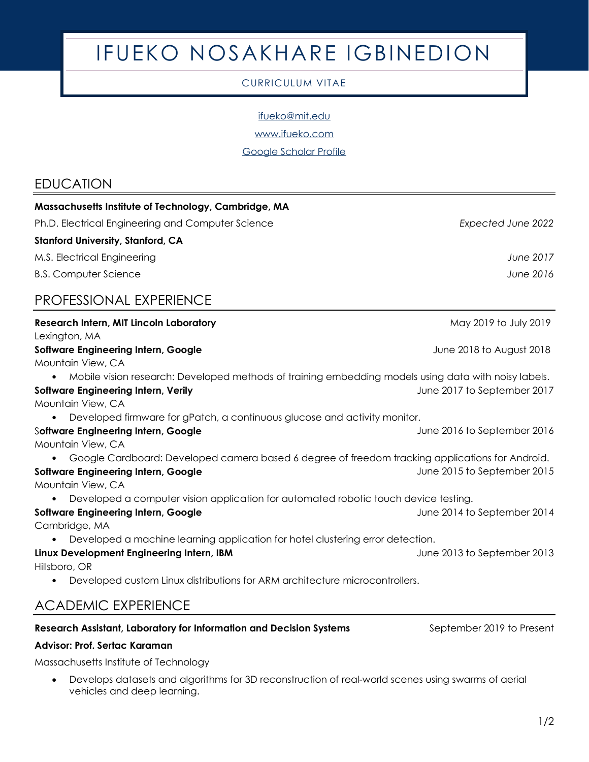# IFUEKO NOSAKHARE IGBINEDION

CURRICULUM VITAE

[ifueko@mit.edu](mailto:ifueko@mit.edu)

[www.ifueko.com](http://www.ifueko.com)

Google Scholar Profile

## EDUCATION

**Massachusetts Institute of Technology, Cambridge, MA**

Ph.D. Electrical Engineering and Computer Science — *Expected June 2022*

**Stanford University, Stanford, CA**

M.S. Electrical Engineering — *June 2017*

B.S. Computer Science — *June 2016*

## PROFESSIONAL EXPERIENCE

**Research Intern, MIT Lincoln Laboratory** — May 2019 to July 2019
Lexington, MA

**Software Engineering Intern, Google** — June 2018 to August 2018
Mountain View, CA

- Mobile vision research: Developed methods of training embedding models using data with noisy labels.

**Software Engineering Intern, Verily** — June 2017 to September 2017
Mountain View, CA

- Developed firmware for gPatch, a continuous glucose and activity monitor.

**Software Engineering Intern, Google** — June 2016 to September 2016
Mountain View, CA

- Google Cardboard: Developed camera based 6 degree of freedom tracking applications for Android.

**Software Engineering Intern, Google** — June 2015 to September 2015
Mountain View, CA

- Developed a computer vision application for automated robotic touch device testing.

**Software Engineering Intern, Google** — June 2014 to September 2014
Cambridge, MA

- Developed a machine learning application for hotel clustering error detection.

**Linux Development Engineering Intern, IBM** — June 2013 to September 2013
Hillsboro, OR

- Developed custom Linux distributions for ARM architecture microcontrollers.

## ACADEMIC EXPERIENCE

**Research Assistant, Laboratory for Information and Decision Systems** — September 2019 to Present

**Advisor: Prof. Sertac Karaman**

Massachusetts Institute of Technology

- Develops datasets and algorithms for 3D reconstruction of real-world scenes using swarms of aerial vehicles and deep learning.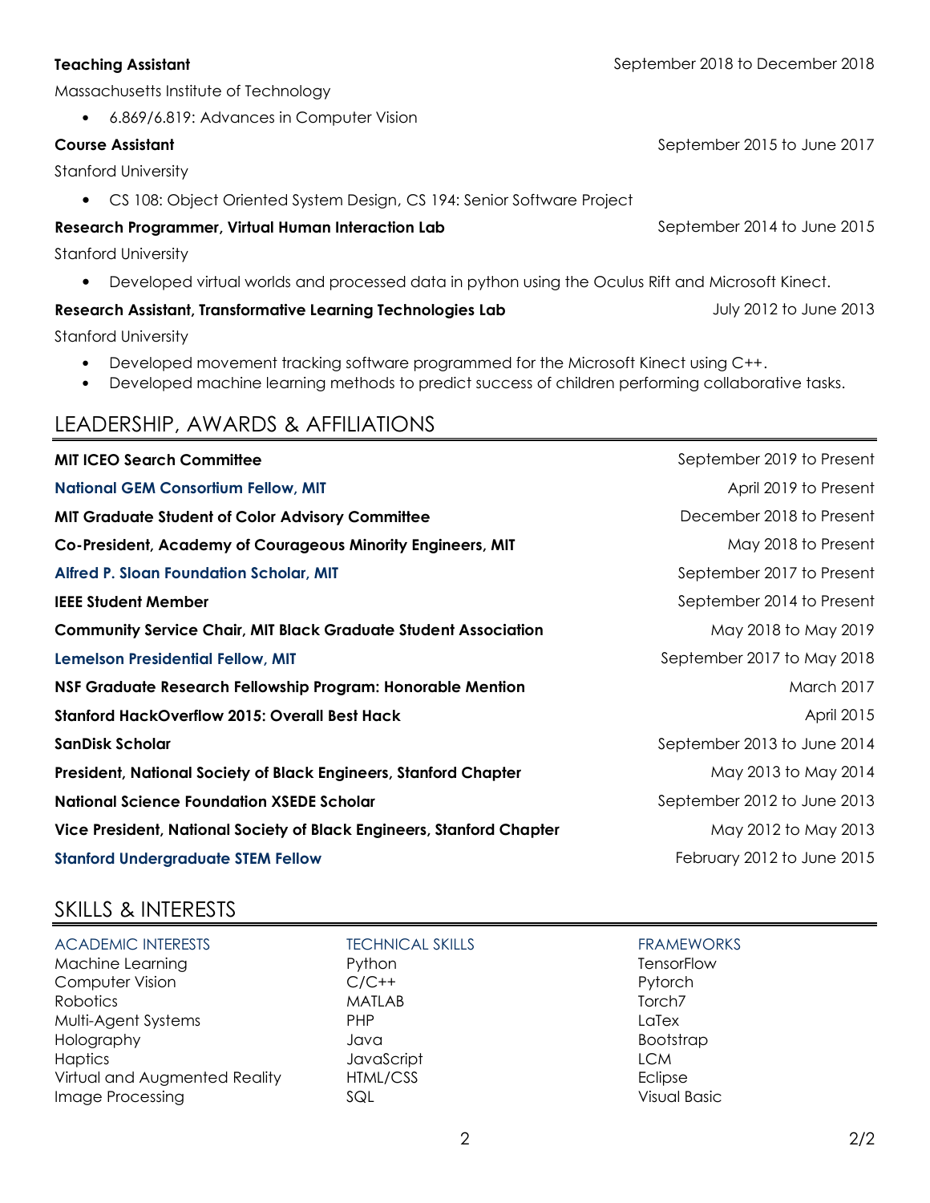**Teaching Assistant** September 2018 to December 2018

Massachusetts Institute of Technology

- 6.869/6.819: Advances in Computer Vision

**Course Assistant** September 2015 to June 2017

Stanford University

- CS 108: Object Oriented System Design, CS 194: Senior Software Project

**Research Programmer, Virtual Human Interaction Lab** September 2014 to June 2015

Stanford University

- Developed virtual worlds and processed data in python using the Oculus Rift and Microsoft Kinect.

**Research Assistant, Transformative Learning Technologies Lab** July 2012 to June 2013

Stanford University

- Developed movement tracking software programmed for the Microsoft Kinect using C++.
- Developed machine learning methods to predict success of children performing collaborative tasks.

## LEADERSHIP, AWARDS & AFFILIATIONS

**MIT ICEO Search Committee** September 2019 to Present

**National GEM Consortium Fellow, MIT** April 2019 to Present

**MIT Graduate Student of Color Advisory Committee** December 2018 to Present

**Co-President, Academy of Courageous Minority Engineers, MIT** May 2018 to Present

**Alfred P. Sloan Foundation Scholar, MIT** September 2017 to Present

**IEEE Student Member** September 2014 to Present

**Community Service Chair, MIT Black Graduate Student Association** May 2018 to May 2019

**Lemelson Presidential Fellow, MIT** September 2017 to May 2018

**NSF Graduate Research Fellowship Program: Honorable Mention** March 2017

**Stanford HackOverflow 2015: Overall Best Hack** April 2015

**SanDisk Scholar** September 2013 to June 2014

**President, National Society of Black Engineers, Stanford Chapter** May 2013 to May 2014

**National Science Foundation XSEDE Scholar** September 2012 to June 2013

**Vice President, National Society of Black Engineers, Stanford Chapter** May 2012 to May 2013

**Stanford Undergraduate STEM Fellow** February 2012 to June 2015

## SKILLS & INTERESTS

ACADEMIC INTERESTS
Machine Learning
Computer Vision
Robotics
Multi-Agent Systems
Holography
Haptics
Virtual and Augmented Reality
Image Processing

TECHNICAL SKILLS
Python
C/C++
MATLAB
PHP
Java
JavaScript
HTML/CSS
SQL

FRAMEWORKS
TensorFlow
Pytorch
Torch7
LaTex
Bootstrap
LCM
Eclipse
Visual Basic